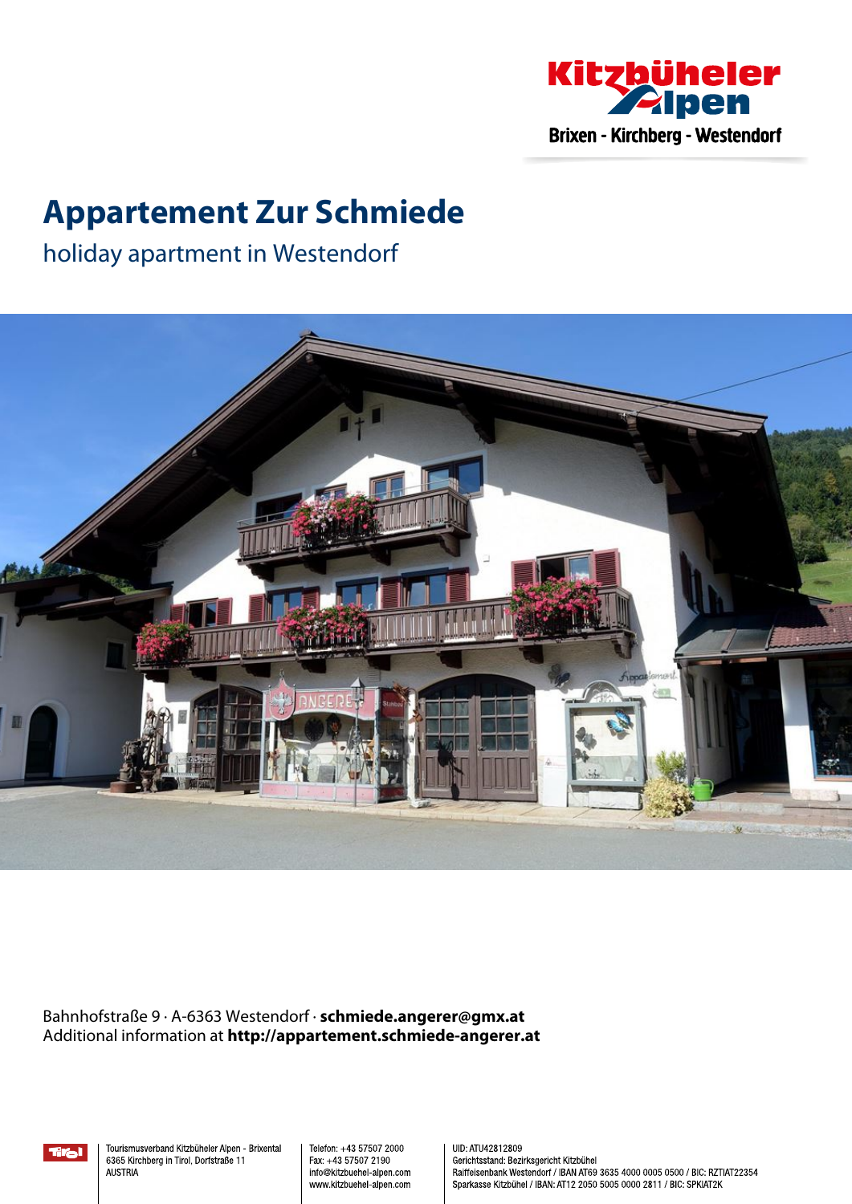Kitzbüheler Alpen
Brixen - Kirchberg - Westendorf

# Appartement Zur Schmiede

## holiday apartment in Westendorf

Bahnhofstraße 9 · A-6363 Westendorf · **schmiede.angerer@gmx.at**
Additional information at **http://appartement.schmiede-angerer.at**

Tourismusverband Kitzbüheler Alpen - Brixental
6365 Kirchberg in Tirol, Dorfstraße 11
AUSTRIA

Telefon: +43 57507 2000
Fax: +43 57507 2190
info@kitzbuehel-alpen.com
www.kitzbuehel-alpen.com

UID: ATU42812809
Gerichtsstand: Bezirksgericht Kitzbühel
Raiffeisenbank Westendorf / IBAN AT69 3635 4000 0005 0500 / BIC: RZTIAT22354
Sparkasse Kitzbühel / IBAN: AT12 2050 5005 0000 2811 / BIC: SPKIAT2K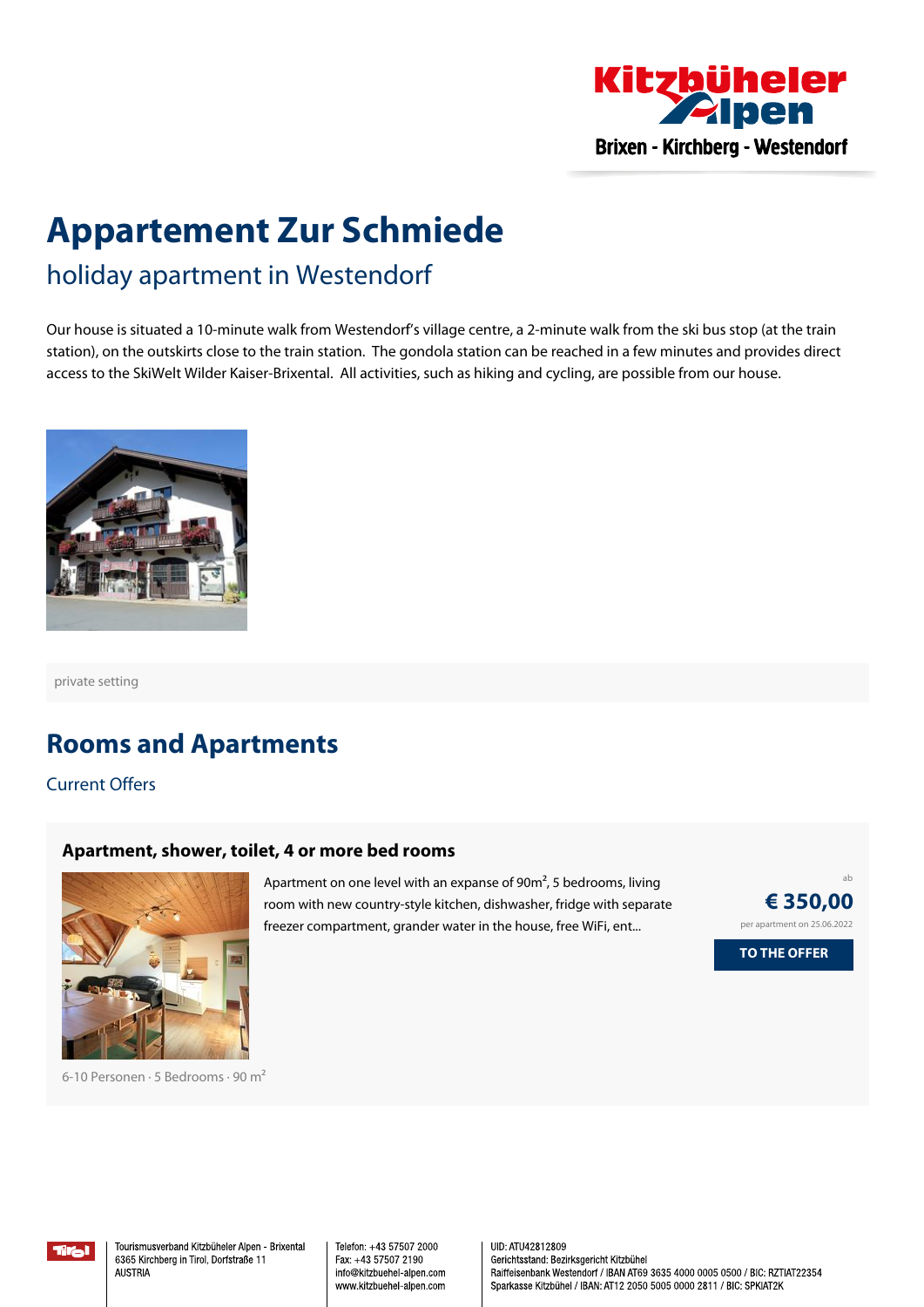# Appartement Zur Schmiede

## holiday apartment in Westendorf

Our house is situated a 10-minute walk from Westendorf's village centre, a 2-minute walk from the ski bus stop (at the train station), on the outskirts close to the train station. The gondola station can be reached in a few minutes and provides direct access to the SkiWelt Wilder Kaiser-Brixental. All activities, such as hiking and cycling, are possible from our house.

private setting

## Rooms and Apartments

Current Offers

### Apartment, shower, toilet, 4 or more bed rooms

Apartment on one level with an expanse of 90m², 5 bedrooms, living room with new country-style kitchen, dishwasher, fridge with separate freezer compartment, grander water in the house, free WiFi, ent...

ab

**€ 350,00**

per apartment on 25.06.2022

**TO THE OFFER**

6-10 Personen · 5 Bedrooms · 90 m²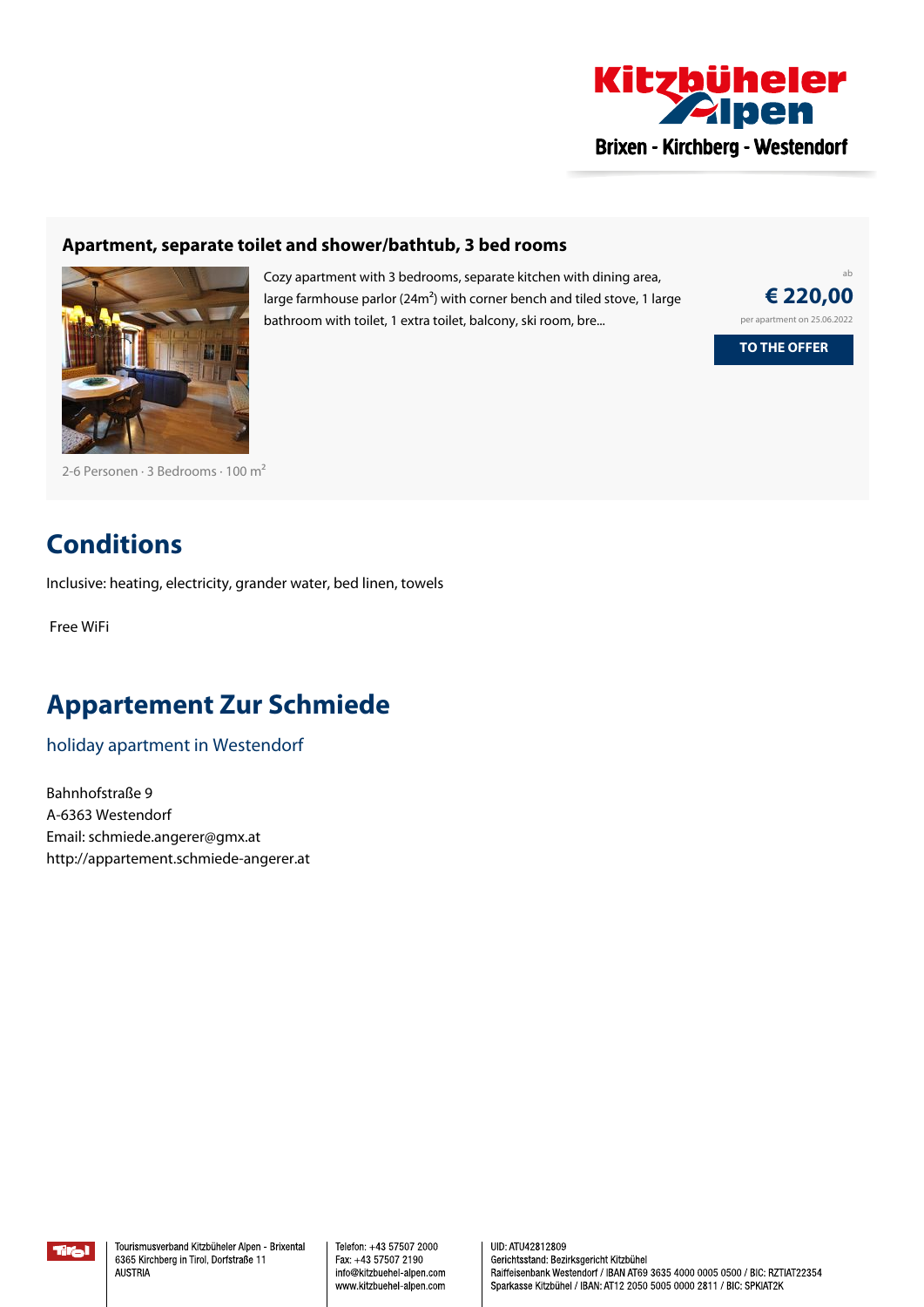### Apartment, separate toilet and shower/bathtub, 3 bed rooms

Cozy apartment with 3 bedrooms, separate kitchen with dining area, large farmhouse parlor (24m²) with corner bench and tiled stove, 1 large bathroom with toilet, 1 extra toilet, balcony, ski room, bre...

ab

**€ 220,00**

per apartment on 25.06.2022

TO THE OFFER

2-6 Personen · 3 Bedrooms · 100 m²

## Conditions

Inclusive: heating, electricity, grander water, bed linen, towels

Free WiFi

## Appartement Zur Schmiede

holiday apartment in Westendorf

Bahnhofstraße 9
A-6363 Westendorf
Email: schmiede.angerer@gmx.at
http://appartement.schmiede-angerer.at